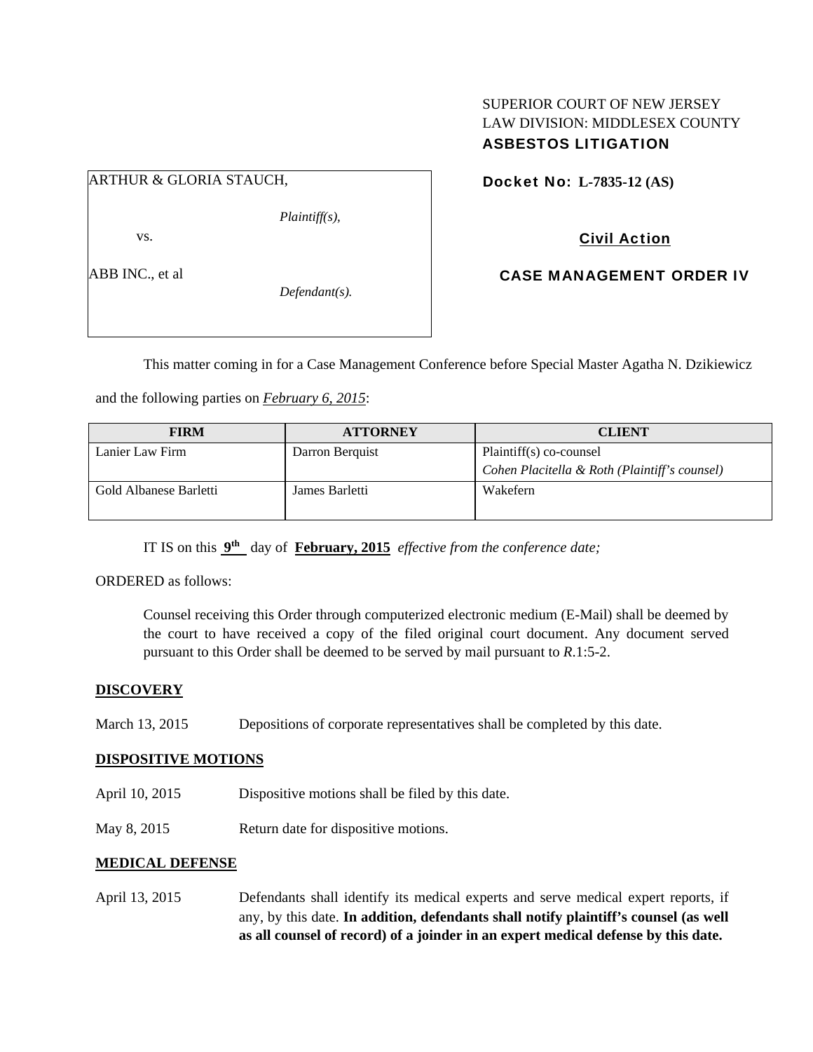SUPERIOR COURT OF NEW JERSEY
LAW DIVISION: MIDDLESEX COUNTY
**ASBESTOS LITIGATION**

ARTHUR & GLORIA STAUCH,

*Plaintiff(s),*

vs.

ABB INC., et al

*Defendant(s).*

**Docket No: L-7835-12 (AS)**

**Civil Action**

**CASE MANAGEMENT ORDER IV**

This matter coming in for a Case Management Conference before Special Master Agatha N. Dzikiewicz and the following parties on *February 6, 2015*:

| FIRM | ATTORNEY | CLIENT |
|---|---|---|
| Lanier Law Firm | Darron Berquist | Plaintiff(s) co-counsel *Cohen Placitella & Roth (Plaintiff's counsel)* |
| Gold Albanese Barletti | James Barletti | Wakefern |

IT IS on this **9th** day of **February, 2015** *effective from the conference date;*

ORDERED as follows:

Counsel receiving this Order through computerized electronic medium (E-Mail) shall be deemed by the court to have received a copy of the filed original court document. Any document served pursuant to this Order shall be deemed to be served by mail pursuant to *R*.1:5-2.

**DISCOVERY**

March 13, 2015 Depositions of corporate representatives shall be completed by this date.

**DISPOSITIVE MOTIONS**

April 10, 2015 Dispositive motions shall be filed by this date.

May 8, 2015 Return date for dispositive motions.

**MEDICAL DEFENSE**

April 13, 2015 Defendants shall identify its medical experts and serve medical expert reports, if any, by this date. **In addition, defendants shall notify plaintiff's counsel (as well as all counsel of record) of a joinder in an expert medical defense by this date.**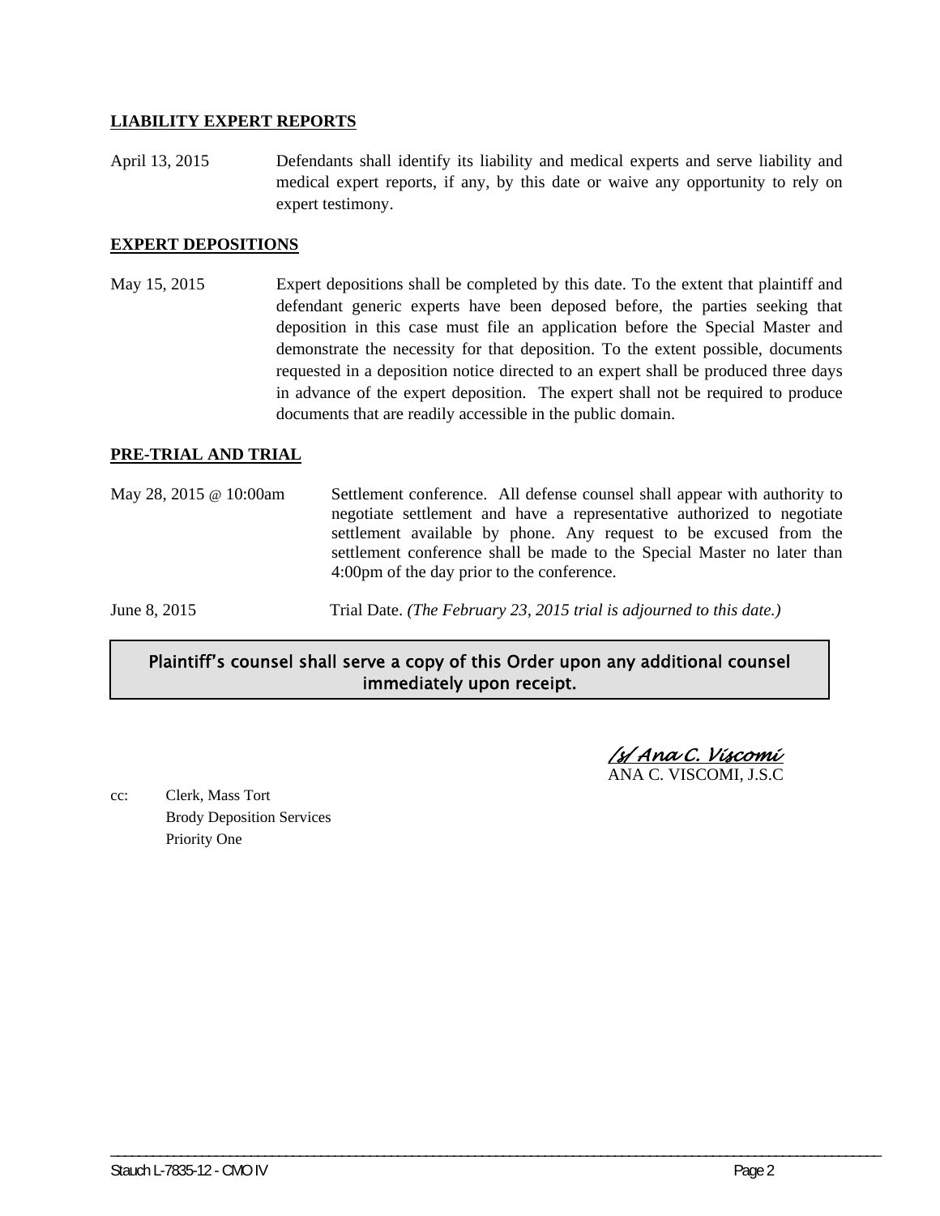**LIABILITY EXPERT REPORTS**

| | |
|---|---|
| April 13, 2015 | Defendants shall identify its liability and medical experts and serve liability and medical expert reports, if any, by this date or waive any opportunity to rely on expert testimony. |

**EXPERT DEPOSITIONS**

| | |
|---|---|
| May 15, 2015 | Expert depositions shall be completed by this date. To the extent that plaintiff and defendant generic experts have been deposed before, the parties seeking that deposition in this case must file an application before the Special Master and demonstrate the necessity for that deposition. To the extent possible, documents requested in a deposition notice directed to an expert shall be produced three days in advance of the expert deposition. The expert shall not be required to produce documents that are readily accessible in the public domain. |

**PRE-TRIAL AND TRIAL**

| | |
|---|---|
| May 28, 2015 @ 10:00am | Settlement conference. All defense counsel shall appear with authority to negotiate settlement and have a representative authorized to negotiate settlement available by phone. Any request to be excused from the settlement conference shall be made to the Special Master no later than 4:00pm of the day prior to the conference. |
| June 8, 2015 | Trial Date. *(The February 23, 2015 trial is adjourned to this date.)* |

**Plaintiff's counsel shall serve a copy of this Order upon any additional counsel immediately upon receipt.**

*/s/ Ana C. Viscomi*
ANA C. VISCOMI, J.S.C

cc: Clerk, Mass Tort
Brody Deposition Services
Priority One